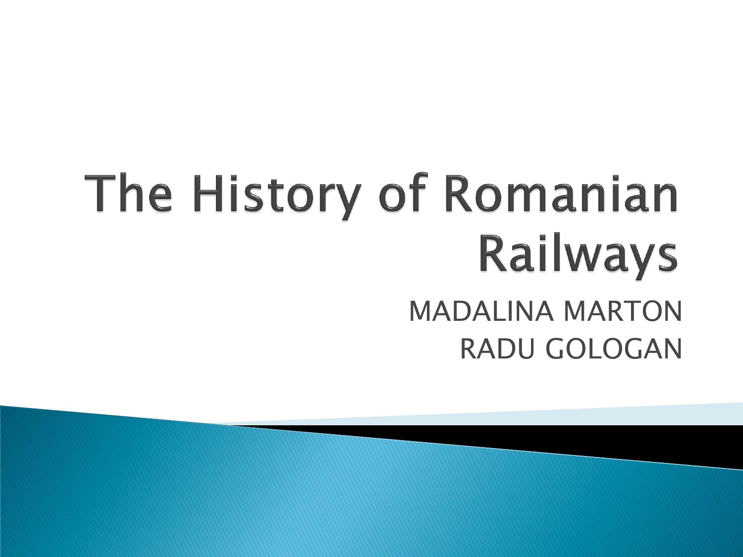# The History of Romanian Railways

MADALINA MARTON
RADU GOLOGAN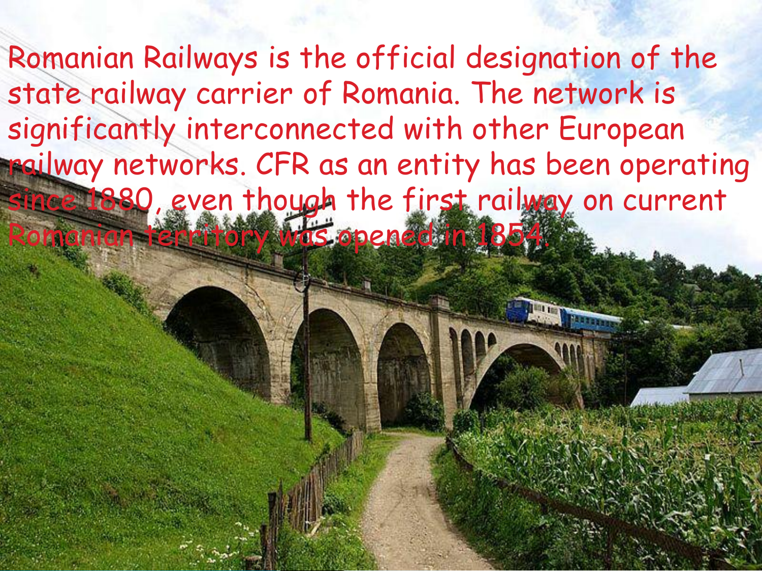Romanian Railways is the official designation of the state railway carrier of Romania. The network is significantly interconnected with other European railway networks. CFR as an entity has been operating since 1880, even though the first railway on current Romanian territory was opened in 1854.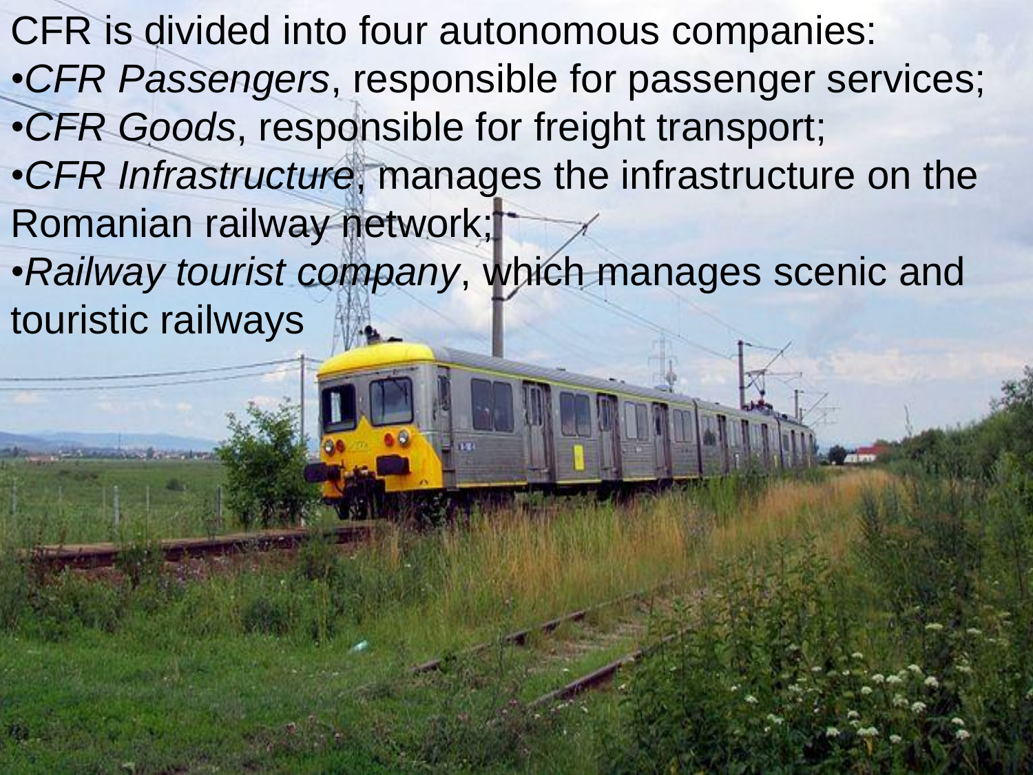CFR is divided into four autonomous companies:

- *CFR Passengers*, responsible for passenger services;
- *CFR Goods*, responsible for freight transport;
- *CFR Infrastructure*, manages the infrastructure on the Romanian railway network;
- *Railway tourist company*, which manages scenic and touristic railways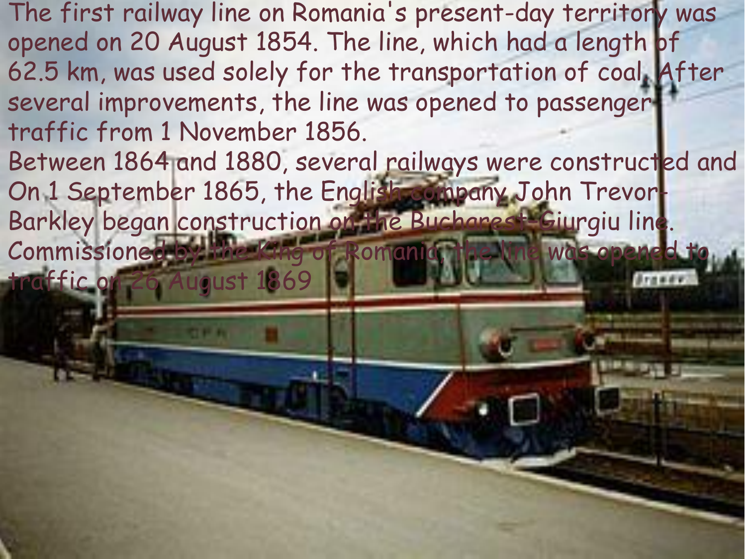The first railway line on Romania's present-day territory was opened on 20 August 1854. The line, which had a length of 62.5 km, was used solely for the transportation of coal. After several improvements, the line was opened to passenger traffic from 1 November 1856.

Between 1864 and 1880, several railways were constructed and On 1 September 1865, the English company John Trevor-Barkley began construction on the Bucharest-Giurgiu line. Commissioned by the King of Romania, the line was opened to traffic on 26 August 1869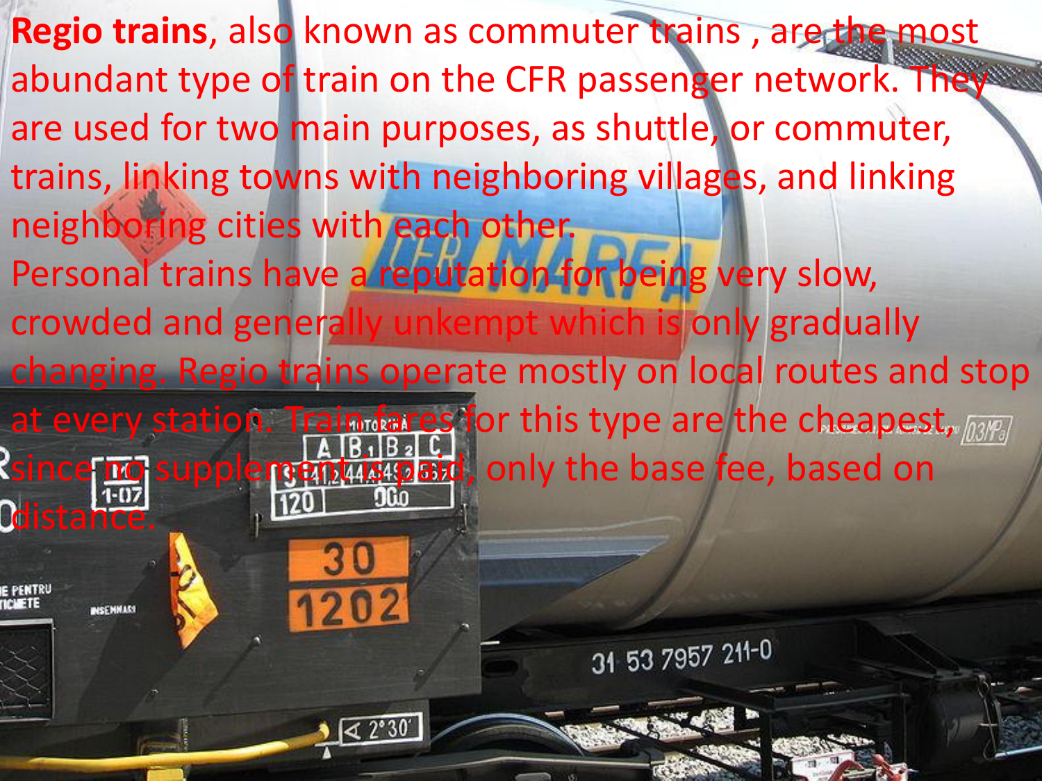**Regio trains**, also known as commuter trains , are the most abundant type of train on the CFR passenger network. They are used for two main purposes, as shuttle, or commuter, trains, linking towns with neighboring villages, and linking neighboring cities with each other.

Personal trains have a reputation for being very slow, crowded and generally unkempt which is only gradually changing. Regio trains operate mostly on local routes and stop at every station. Train fares for this type are the cheapest, since no supplement is paid, only the base fee, based on distance.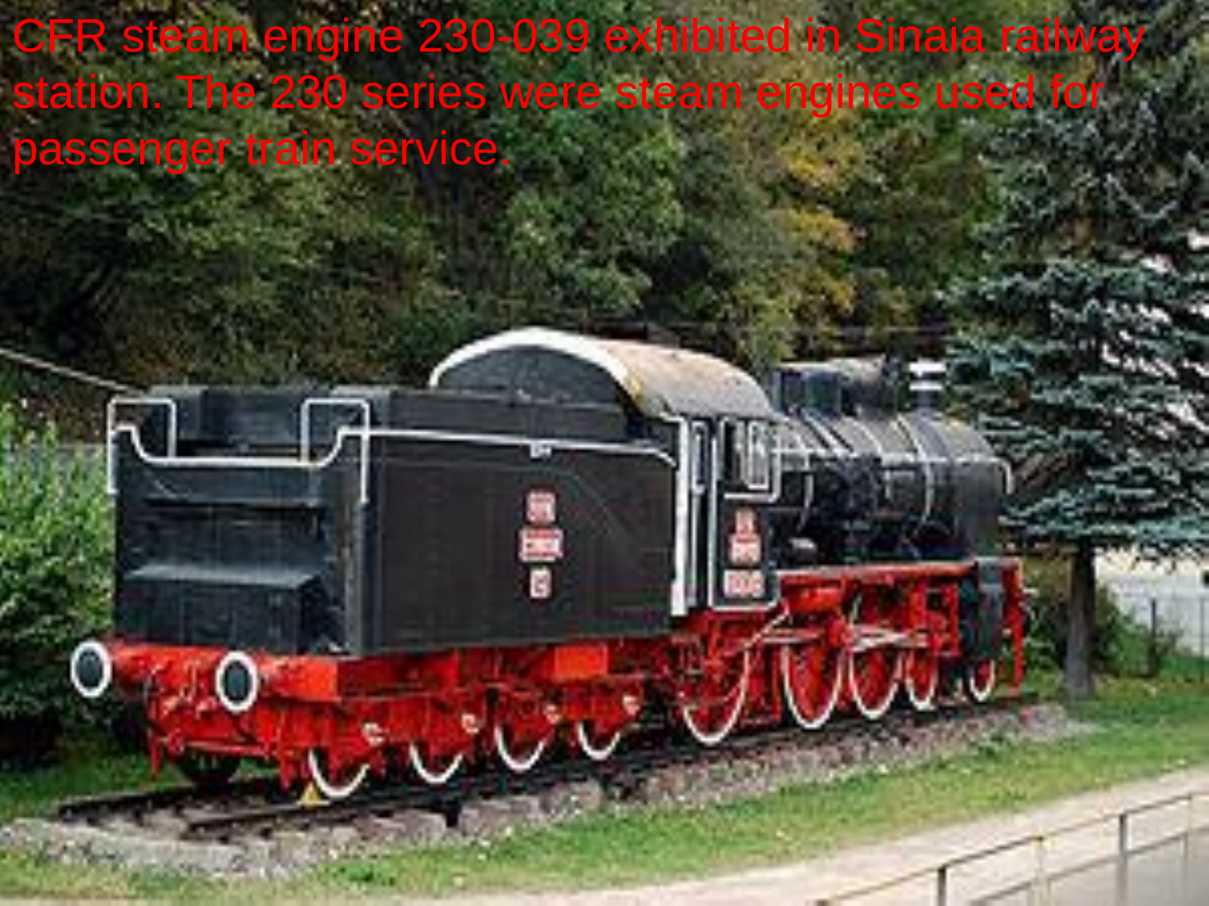CFR steam engine 230-039 exhibited in Sinaia railway station. The 230 series were steam engines used for passenger train service.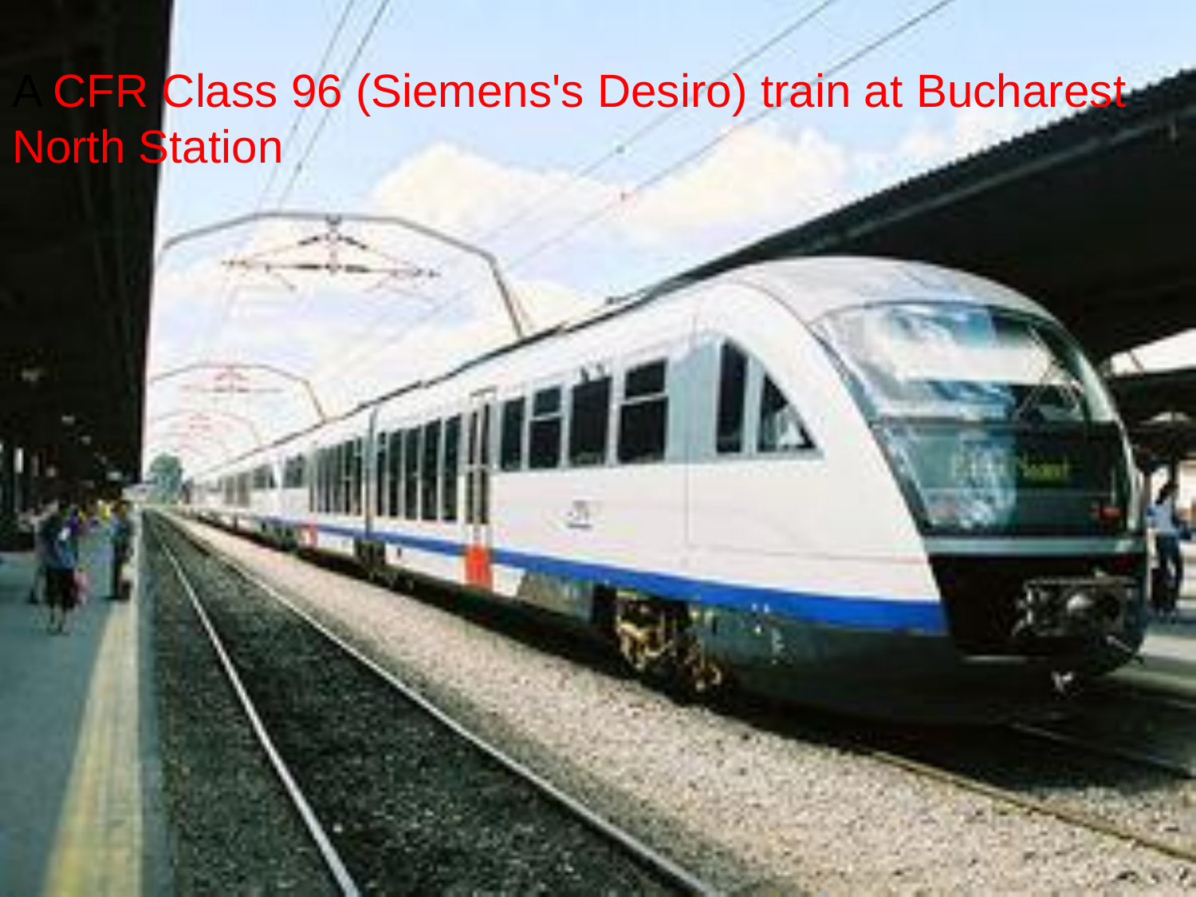A CFR Class 96 (Siemens's Desiro) train at Bucharest North Station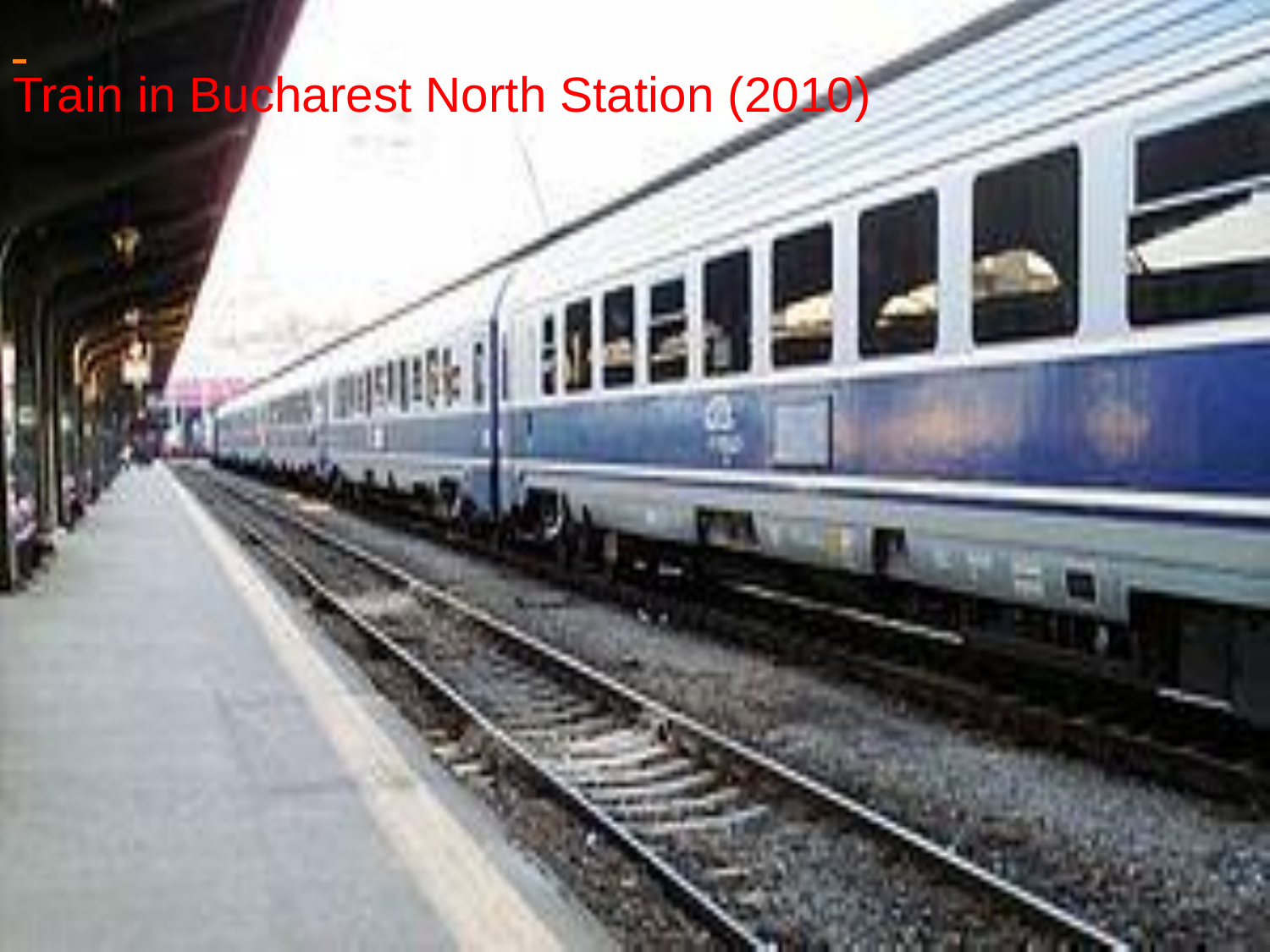Train in Bucharest North Station (2010)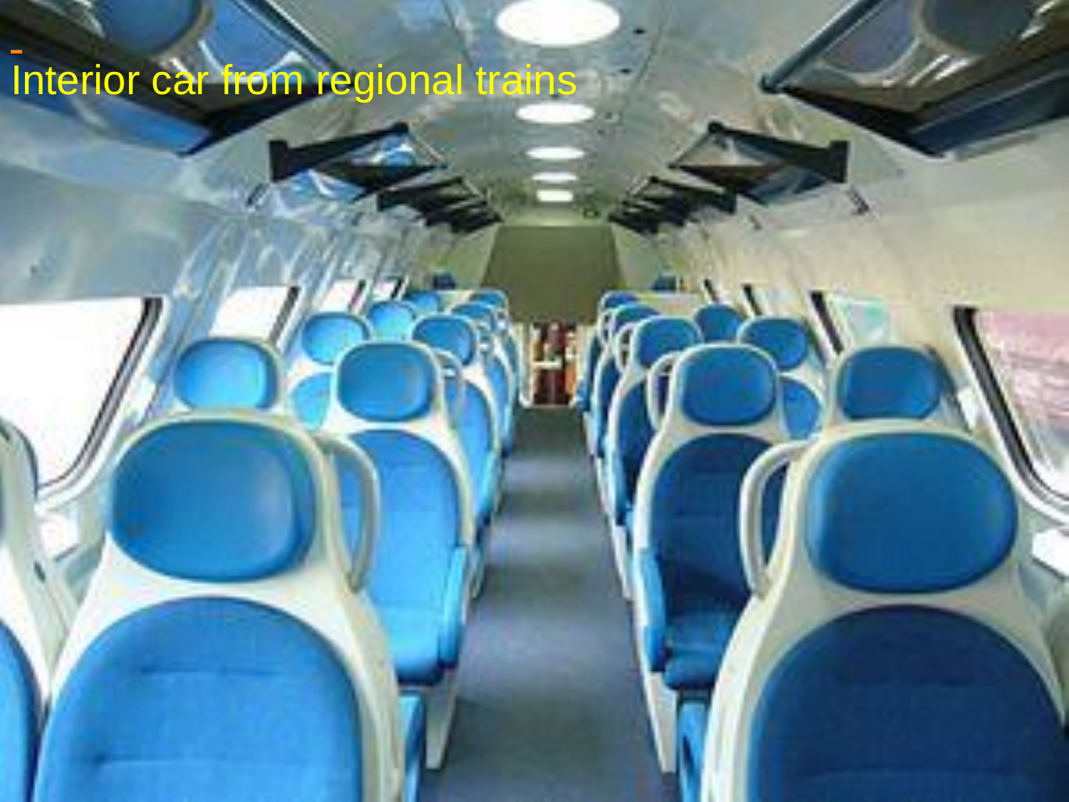Interior car from regional trains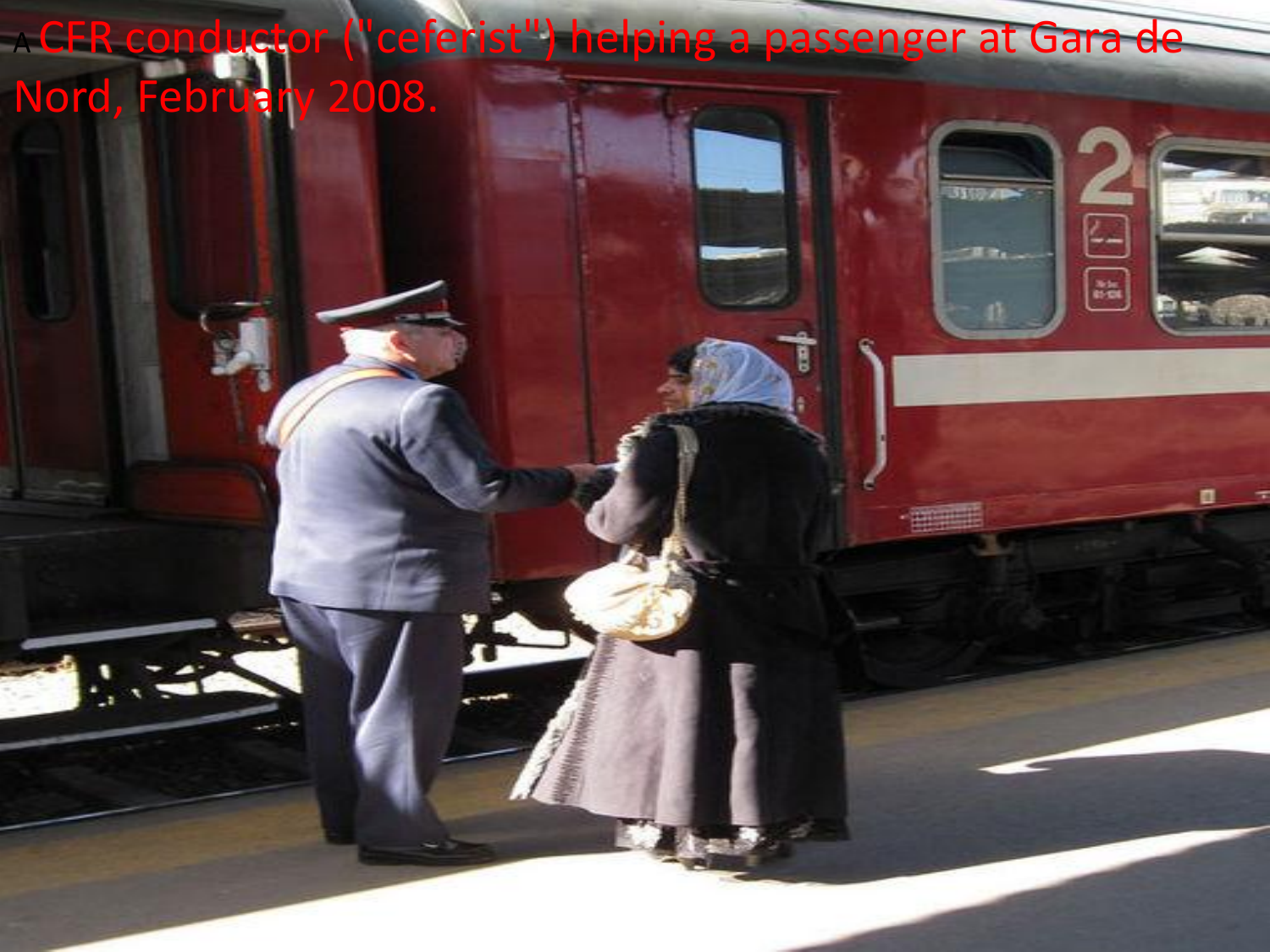A CFR conductor ("ceferist") helping a passenger at Gara de Nord, February 2008.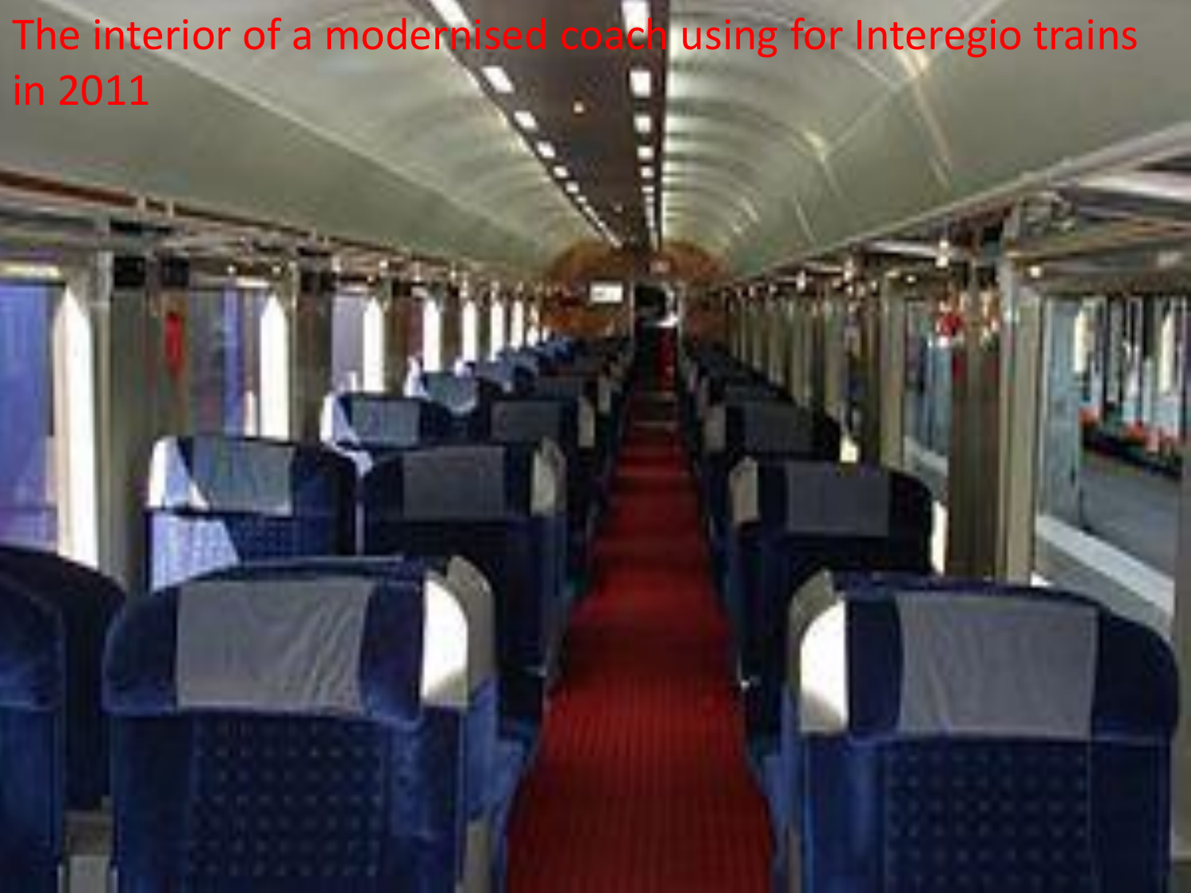The interior of a modernised coach using for Interegio trains in 2011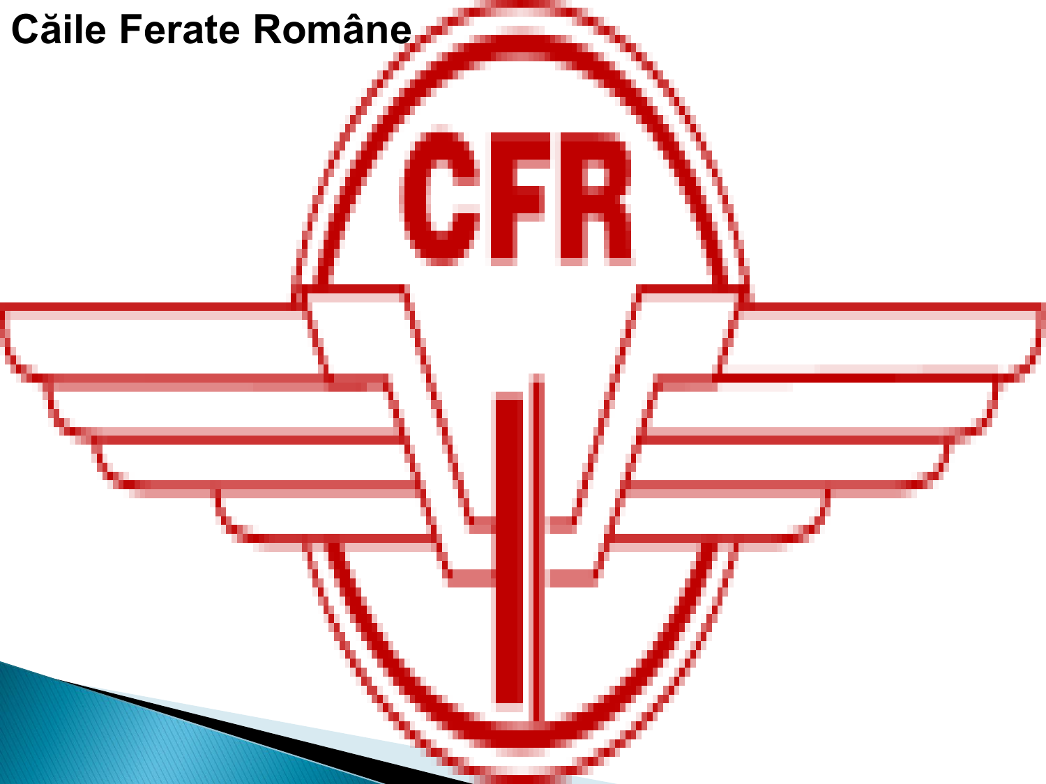# Căile Ferate Române